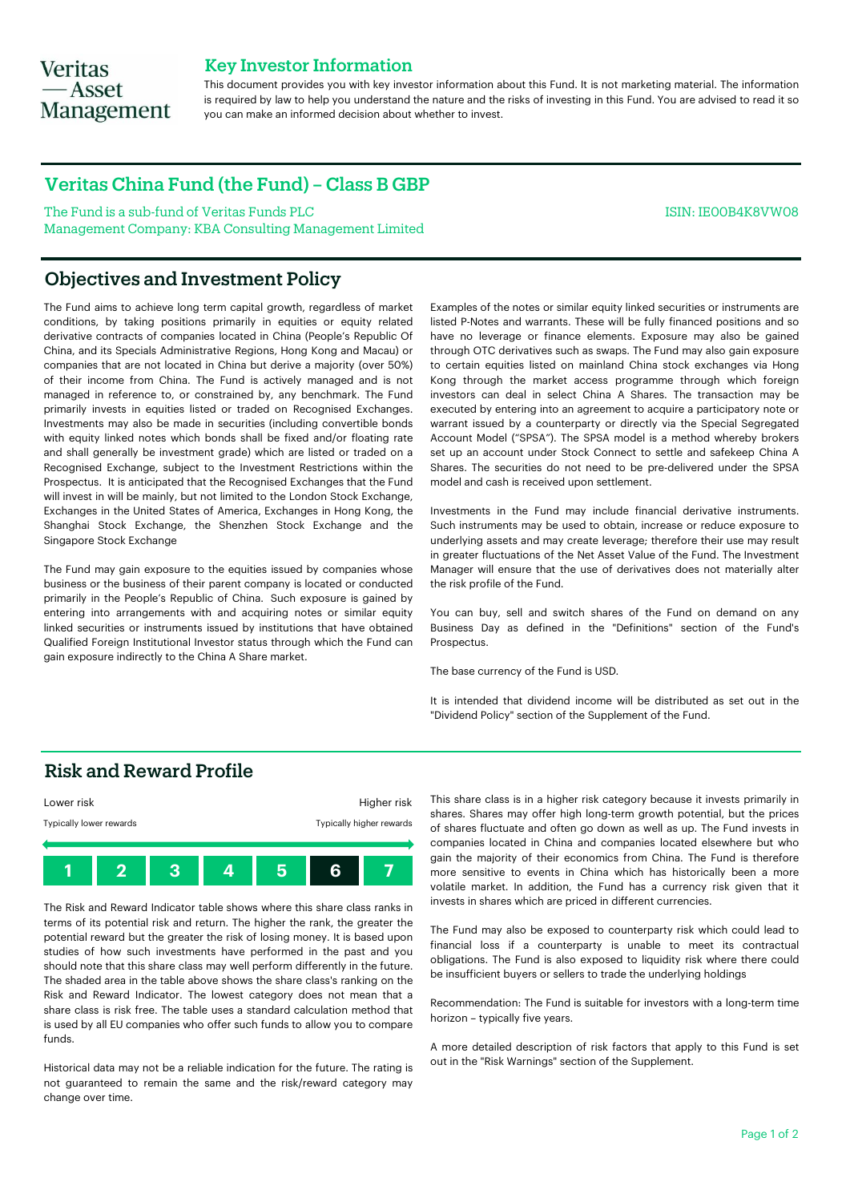Veritas — Asset Management

## Key Investor Information

This document provides you with key investor information about this Fund. It is not marketing material. The information is required by law to help you understand the nature and the risks of investing in this Fund. You are advised to read it so you can make an informed decision about whether to invest.

# Veritas China Fund (the Fund) – Class B GBP

The Fund is a sub-fund of Veritas Funds PLC

Management Company: KBA Consulting Management Limited

ISIN: IE00B4K8VW08

## Objectives and Investment Policy

The Fund aims to achieve long term capital growth, regardless of market conditions, by taking positions primarily in equities or equity related derivative contracts of companies located in China (People's Republic Of China, and its Specials Administrative Regions, Hong Kong and Macau) or companies that are not located in China but derive a majority (over 50%) of their income from China. The Fund is actively managed and is not managed in reference to, or constrained by, any benchmark. The Fund primarily invests in equities listed or traded on Recognised Exchanges. Investments may also be made in securities (including convertible bonds with equity linked notes which bonds shall be fixed and/or floating rate and shall generally be investment grade) which are listed or traded on a Recognised Exchange, subject to the Investment Restrictions within the Prospectus. It is anticipated that the Recognised Exchanges that the Fund will invest in will be mainly, but not limited to the London Stock Exchange, Exchanges in the United States of America, Exchanges in Hong Kong, the Shanghai Stock Exchange, the Shenzhen Stock Exchange and the Singapore Stock Exchange

The Fund may gain exposure to the equities issued by companies whose business or the business of their parent company is located or conducted primarily in the People's Republic of China. Such exposure is gained by entering into arrangements with and acquiring notes or similar equity linked securities or instruments issued by institutions that have obtained Qualified Foreign Institutional Investor status through which the Fund can gain exposure indirectly to the China A Share market.

Examples of the notes or similar equity linked securities or instruments are listed P-Notes and warrants. These will be fully financed positions and so have no leverage or finance elements. Exposure may also be gained through OTC derivatives such as swaps. The Fund may also gain exposure to certain equities listed on mainland China stock exchanges via Hong Kong through the market access programme through which foreign investors can deal in select China A Shares. The transaction may be executed by entering into an agreement to acquire a participatory note or warrant issued by a counterparty or directly via the Special Segregated Account Model ("SPSA"). The SPSA model is a method whereby brokers set up an account under Stock Connect to settle and safekeep China A Shares. The securities do not need to be pre-delivered under the SPSA model and cash is received upon settlement.

Investments in the Fund may include financial derivative instruments. Such instruments may be used to obtain, increase or reduce exposure to underlying assets and may create leverage; therefore their use may result in greater fluctuations of the Net Asset Value of the Fund. The Investment Manager will ensure that the use of derivatives does not materially alter the risk profile of the Fund.

You can buy, sell and switch shares of the Fund on demand on any Business Day as defined in the "Definitions" section of the Fund's Prospectus.

The base currency of the Fund is USD.

It is intended that dividend income will be distributed as set out in the "Dividend Policy" section of the Supplement of the Fund.

## Risk and Reward Profile

| Lower risk | | | | | | Higher risk |
|---|---|---|---|---|---|---|
| Typically lower rewards | | | | | | Typically higher rewards |
| 1 | 2 | 3 | 4 | 5 | **6** | 7 |

The Risk and Reward Indicator table shows where this share class ranks in terms of its potential risk and return. The higher the rank, the greater the potential reward but the greater the risk of losing money. It is based upon studies of how such investments have performed in the past and you should note that this share class may well perform differently in the future. The shaded area in the table above shows the share class's ranking on the Risk and Reward Indicator. The lowest category does not mean that a share class is risk free. The table uses a standard calculation method that is used by all EU companies who offer such funds to allow you to compare funds.

Historical data may not be a reliable indication for the future. The rating is not guaranteed to remain the same and the risk/reward category may change over time.

This share class is in a higher risk category because it invests primarily in shares. Shares may offer high long-term growth potential, but the prices of shares fluctuate and often go down as well as up. The Fund invests in companies located in China and companies located elsewhere but who gain the majority of their economics from China. The Fund is therefore more sensitive to events in China which has historically been a more volatile market. In addition, the Fund has a currency risk given that it invests in shares which are priced in different currencies.

The Fund may also be exposed to counterparty risk which could lead to financial loss if a counterparty is unable to meet its contractual obligations. The Fund is also exposed to liquidity risk where there could be insufficient buyers or sellers to trade the underlying holdings

Recommendation: The Fund is suitable for investors with a long-term time horizon – typically five years.

A more detailed description of risk factors that apply to this Fund is set out in the "Risk Warnings" section of the Supplement.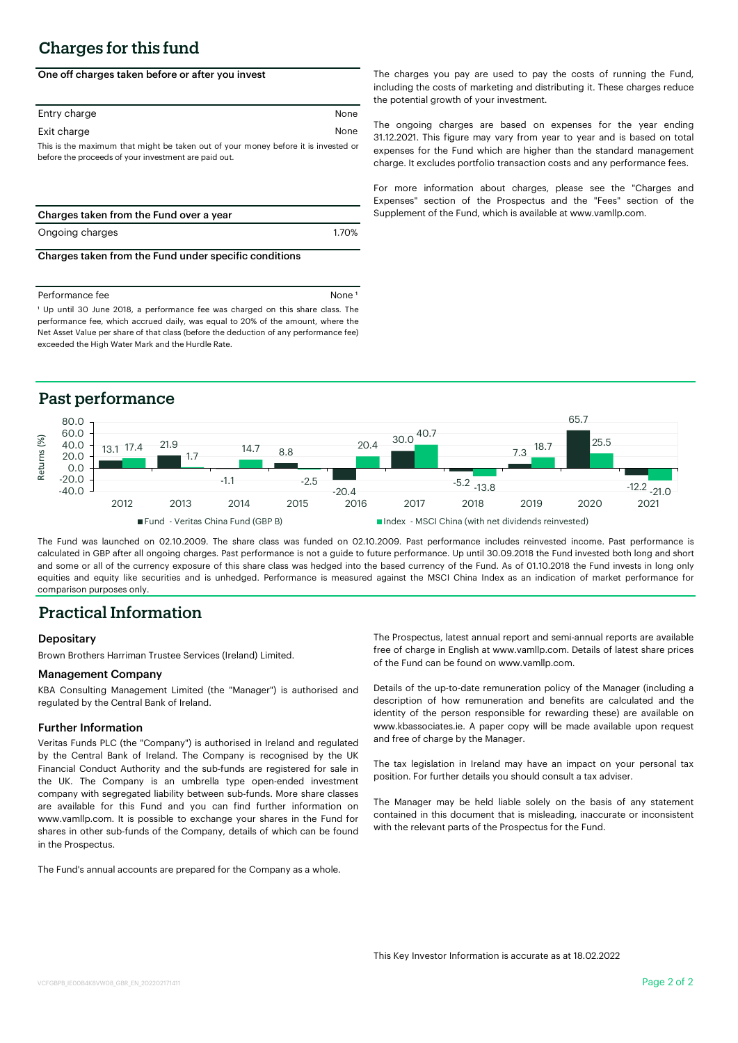## Charges for this fund

| One off charges taken before or after you invest | |
|---|---|
| Entry charge | None |
| Exit charge | None |

This is the maximum that might be taken out of your money before it is invested or before the proceeds of your investment are paid out.

| Charges taken from the Fund over a year | |
|---|---|
| Ongoing charges | 1.70% |

| Charges taken from the Fund under specific conditions | |
|---|---|
| Performance fee | None [1] |

[1] Up until 30 June 2018, a performance fee was charged on this share class. The performance fee, which accrued daily, was equal to 20% of the amount, where the Net Asset Value per share of that class (before the deduction of any performance fee) exceeded the High Water Mark and the Hurdle Rate.

The charges you pay are used to pay the costs of running the Fund, including the costs of marketing and distributing it. These charges reduce the potential growth of your investment.

The ongoing charges are based on expenses for the year ending 31.12.2021. This figure may vary from year to year and is based on total expenses for the Fund which are higher than the standard management charge. It excludes portfolio transaction costs and any performance fees.

For more information about charges, please see the "Charges and Expenses" section of the Prospectus and the "Fees" section of the Supplement of the Fund, which is available at www.vamllp.com.

## Past performance

Returns (%)
80.0
60.0
40.0
20.0
0.0
-20.0
-40.0

2012: 13.1 17.4
2013: 21.9 1.7
2014: -1.1 14.7
2015: 8.8 -2.5
2016: -20.4 20.4
2017: 30.0 40.7
2018: -5.2 -13.8
2019: 7.3 18.7
2020: 65.7 25.5
2021: -12.2 -21.0

■ Fund - Veritas China Fund (GBP B)
■ Index - MSCI China (with net dividends reinvested)

The Fund was launched on 02.10.2009. The share class was funded on 02.10.2009. Past performance includes reinvested income. Past performance is calculated in GBP after all ongoing charges. Past performance is not a guide to future performance. Up until 30.09.2018 the Fund invested both long and short and some or all of the currency exposure of this share class was hedged into the based currency of the Fund. As of 01.10.2018 the Fund invests in long only equities and equity like securities and is unhedged. Performance is measured against the MSCI China Index as an indication of market performance for comparison purposes only.

## Practical Information

### Depositary

Brown Brothers Harriman Trustee Services (Ireland) Limited.

### Management Company

KBA Consulting Management Limited (the "Manager") is authorised and regulated by the Central Bank of Ireland.

### Further Information

Veritas Funds PLC (the "Company") is authorised in Ireland and regulated by the Central Bank of Ireland. The Company is recognised by the UK Financial Conduct Authority and the sub-funds are registered for sale in the UK. The Company is an umbrella type open-ended investment company with segregated liability between sub-funds. More share classes are available for this Fund and you can find further information on www.vamllp.com. It is possible to exchange your shares in the Fund for shares in other sub-funds of the Company, details of which can be found in the Prospectus.

The Fund's annual accounts are prepared for the Company as a whole.

The Prospectus, latest annual report and semi-annual reports are available free of charge in English at www.vamllp.com. Details of latest share prices of the Fund can be found on www.vamllp.com.

Details of the up-to-date remuneration policy of the Manager (including a description of how remuneration and benefits are calculated and the identity of the person responsible for rewarding these) are available on www.kbassociates.ie. A paper copy will be made available upon request and free of charge by the Manager.

The tax legislation in Ireland may have an impact on your personal tax position. For further details you should consult a tax adviser.

The Manager may be held liable solely on the basis of any statement contained in this document that is misleading, inaccurate or inconsistent with the relevant parts of the Prospectus for the Fund.

This Key Investor Information is accurate as at 18.02.2022